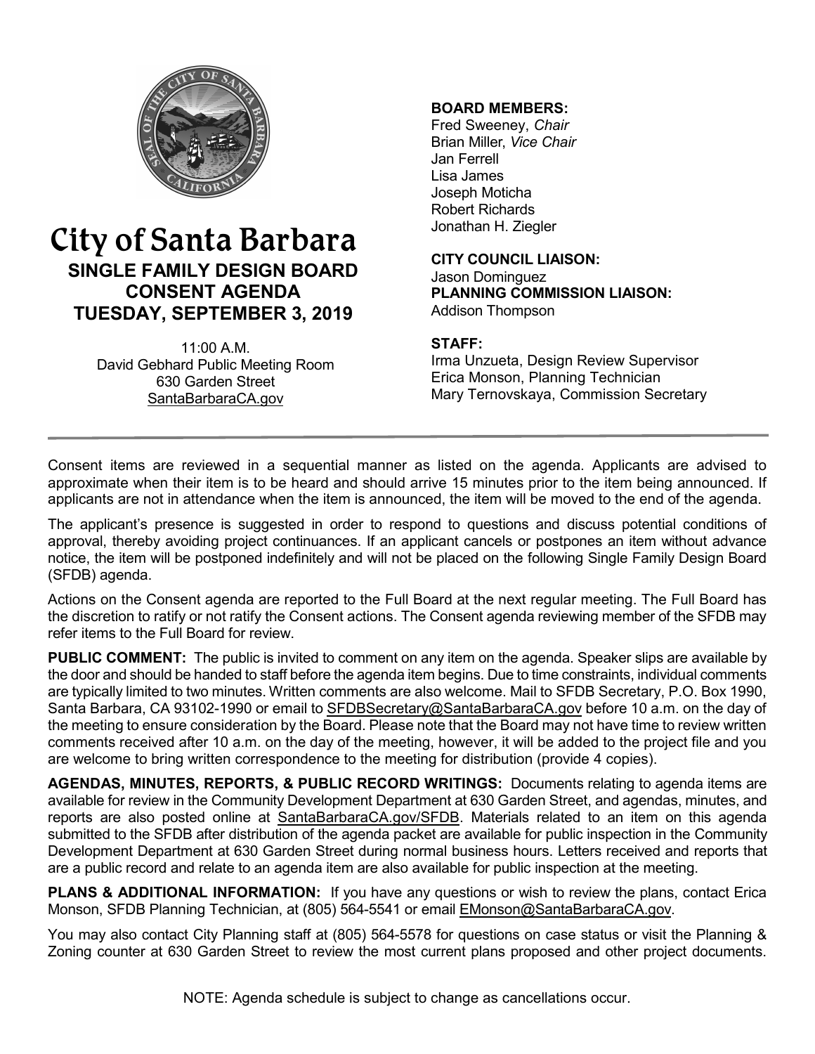# City of Santa Barbara

## SINGLE FAMILY DESIGN BOARD CONSENT AGENDA TUESDAY, SEPTEMBER 3, 2019

11:00 A.M.
David Gebhard Public Meeting Room
630 Garden Street
SantaBarbaraCA.gov

**BOARD MEMBERS:**
Fred Sweeney, *Chair*
Brian Miller, *Vice Chair*
Jan Ferrell
Lisa James
Joseph Moticha
Robert Richards
Jonathan H. Ziegler

**CITY COUNCIL LIAISON:**
Jason Dominguez

**PLANNING COMMISSION LIAISON:**
Addison Thompson

**STAFF:**
Irma Unzueta, Design Review Supervisor
Erica Monson, Planning Technician
Mary Ternovskaya, Commission Secretary

---

Consent items are reviewed in a sequential manner as listed on the agenda. Applicants are advised to approximate when their item is to be heard and should arrive 15 minutes prior to the item being announced. If applicants are not in attendance when the item is announced, the item will be moved to the end of the agenda.

The applicant's presence is suggested in order to respond to questions and discuss potential conditions of approval, thereby avoiding project continuances. If an applicant cancels or postpones an item without advance notice, the item will be postponed indefinitely and will not be placed on the following Single Family Design Board (SFDB) agenda.

Actions on the Consent agenda are reported to the Full Board at the next regular meeting. The Full Board has the discretion to ratify or not ratify the Consent actions. The Consent agenda reviewing member of the SFDB may refer items to the Full Board for review.

**PUBLIC COMMENT:** The public is invited to comment on any item on the agenda. Speaker slips are available by the door and should be handed to staff before the agenda item begins. Due to time constraints, individual comments are typically limited to two minutes. Written comments are also welcome. Mail to SFDB Secretary, P.O. Box 1990, Santa Barbara, CA 93102-1990 or email to SFDBSecretary@SantaBarbaraCA.gov before 10 a.m. on the day of the meeting to ensure consideration by the Board. Please note that the Board may not have time to review written comments received after 10 a.m. on the day of the meeting, however, it will be added to the project file and you are welcome to bring written correspondence to the meeting for distribution (provide 4 copies).

**AGENDAS, MINUTES, REPORTS, & PUBLIC RECORD WRITINGS:** Documents relating to agenda items are available for review in the Community Development Department at 630 Garden Street, and agendas, minutes, and reports are also posted online at SantaBarbaraCA.gov/SFDB. Materials related to an item on this agenda submitted to the SFDB after distribution of the agenda packet are available for public inspection in the Community Development Department at 630 Garden Street during normal business hours. Letters received and reports that are a public record and relate to an agenda item are also available for public inspection at the meeting.

**PLANS & ADDITIONAL INFORMATION:** If you have any questions or wish to review the plans, contact Erica Monson, SFDB Planning Technician, at (805) 564-5541 or email EMonson@SantaBarbaraCA.gov.

You may also contact City Planning staff at (805) 564-5578 for questions on case status or visit the Planning & Zoning counter at 630 Garden Street to review the most current plans proposed and other project documents.

NOTE: Agenda schedule is subject to change as cancellations occur.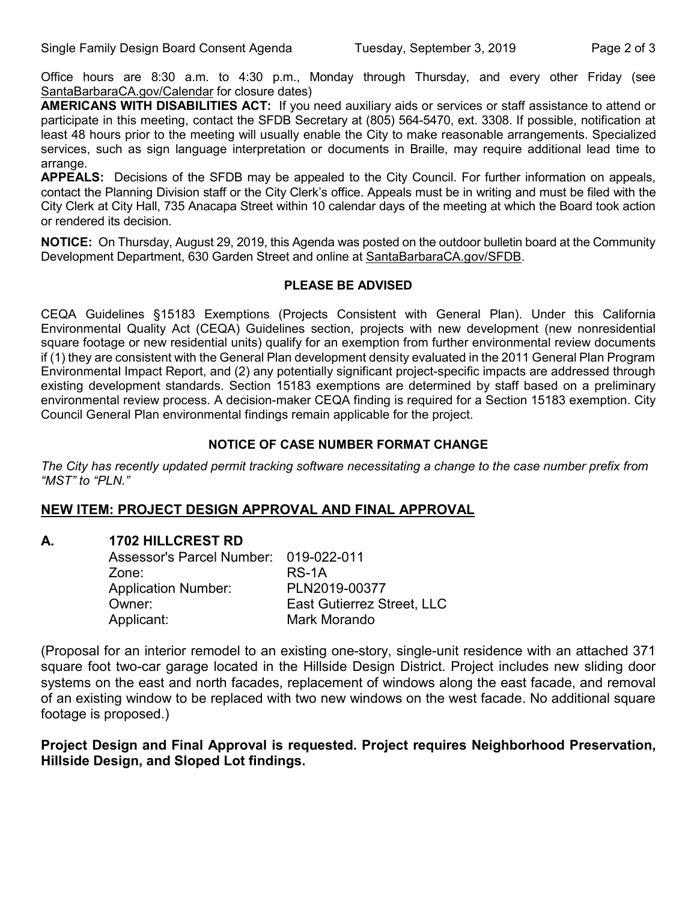Office hours are 8:30 a.m. to 4:30 p.m., Monday through Thursday, and every other Friday (see SantaBarbaraCA.gov/Calendar for closure dates)

**AMERICANS WITH DISABILITIES ACT:** If you need auxiliary aids or services or staff assistance to attend or participate in this meeting, contact the SFDB Secretary at (805) 564-5470, ext. 3308. If possible, notification at least 48 hours prior to the meeting will usually enable the City to make reasonable arrangements. Specialized services, such as sign language interpretation or documents in Braille, may require additional lead time to arrange.

**APPEALS:** Decisions of the SFDB may be appealed to the City Council. For further information on appeals, contact the Planning Division staff or the City Clerk's office. Appeals must be in writing and must be filed with the City Clerk at City Hall, 735 Anacapa Street within 10 calendar days of the meeting at which the Board took action or rendered its decision.

**NOTICE:** On Thursday, August 29, 2019, this Agenda was posted on the outdoor bulletin board at the Community Development Department, 630 Garden Street and online at SantaBarbaraCA.gov/SFDB.

**PLEASE BE ADVISED**

CEQA Guidelines §15183 Exemptions (Projects Consistent with General Plan). Under this California Environmental Quality Act (CEQA) Guidelines section, projects with new development (new nonresidential square footage or new residential units) qualify for an exemption from further environmental review documents if (1) they are consistent with the General Plan development density evaluated in the 2011 General Plan Program Environmental Impact Report, and (2) any potentially significant project-specific impacts are addressed through existing development standards. Section 15183 exemptions are determined by staff based on a preliminary environmental review process. A decision-maker CEQA finding is required for a Section 15183 exemption. City Council General Plan environmental findings remain applicable for the project.

**NOTICE OF CASE NUMBER FORMAT CHANGE**

*The City has recently updated permit tracking software necessitating a change to the case number prefix from "MST" to "PLN."*

## NEW ITEM: PROJECT DESIGN APPROVAL AND FINAL APPROVAL

### A. 1702 HILLCREST RD

Assessor's Parcel Number: 019-022-011
Zone: RS-1A
Application Number: PLN2019-00377
Owner: East Gutierrez Street, LLC
Applicant: Mark Morando

(Proposal for an interior remodel to an existing one-story, single-unit residence with an attached 371 square foot two-car garage located in the Hillside Design District. Project includes new sliding door systems on the east and north facades, replacement of windows along the east facade, and removal of an existing window to be replaced with two new windows on the west facade. No additional square footage is proposed.)

**Project Design and Final Approval is requested. Project requires Neighborhood Preservation, Hillside Design, and Sloped Lot findings.**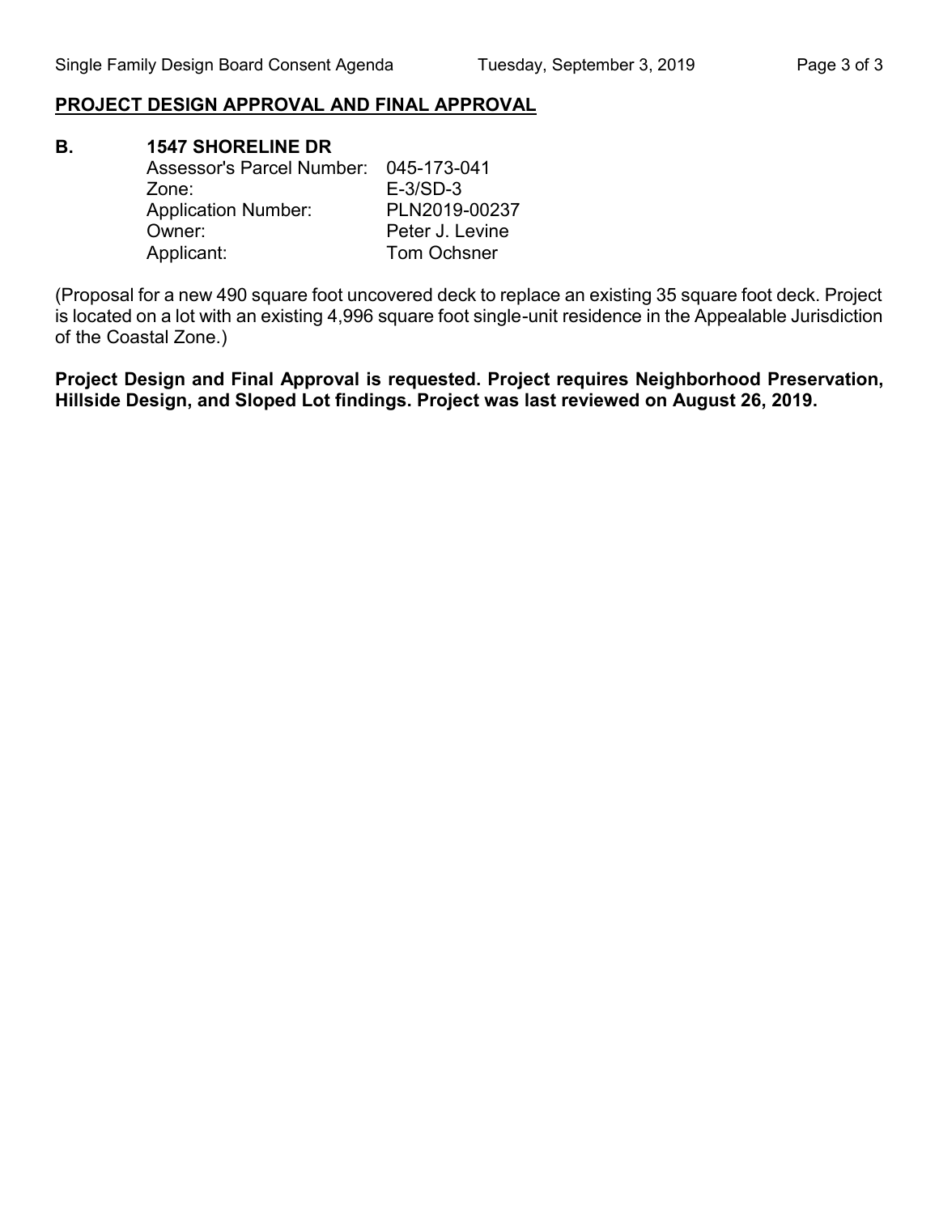## PROJECT DESIGN APPROVAL AND FINAL APPROVAL

### B. 1547 SHORELINE DR

| | |
|---|---|
| Assessor's Parcel Number: | 045-173-041 |
| Zone: | E-3/SD-3 |
| Application Number: | PLN2019-00237 |
| Owner: | Peter J. Levine |
| Applicant: | Tom Ochsner |

(Proposal for a new 490 square foot uncovered deck to replace an existing 35 square foot deck. Project is located on a lot with an existing 4,996 square foot single-unit residence in the Appealable Jurisdiction of the Coastal Zone.)

**Project Design and Final Approval is requested. Project requires Neighborhood Preservation, Hillside Design, and Sloped Lot findings. Project was last reviewed on August 26, 2019.**